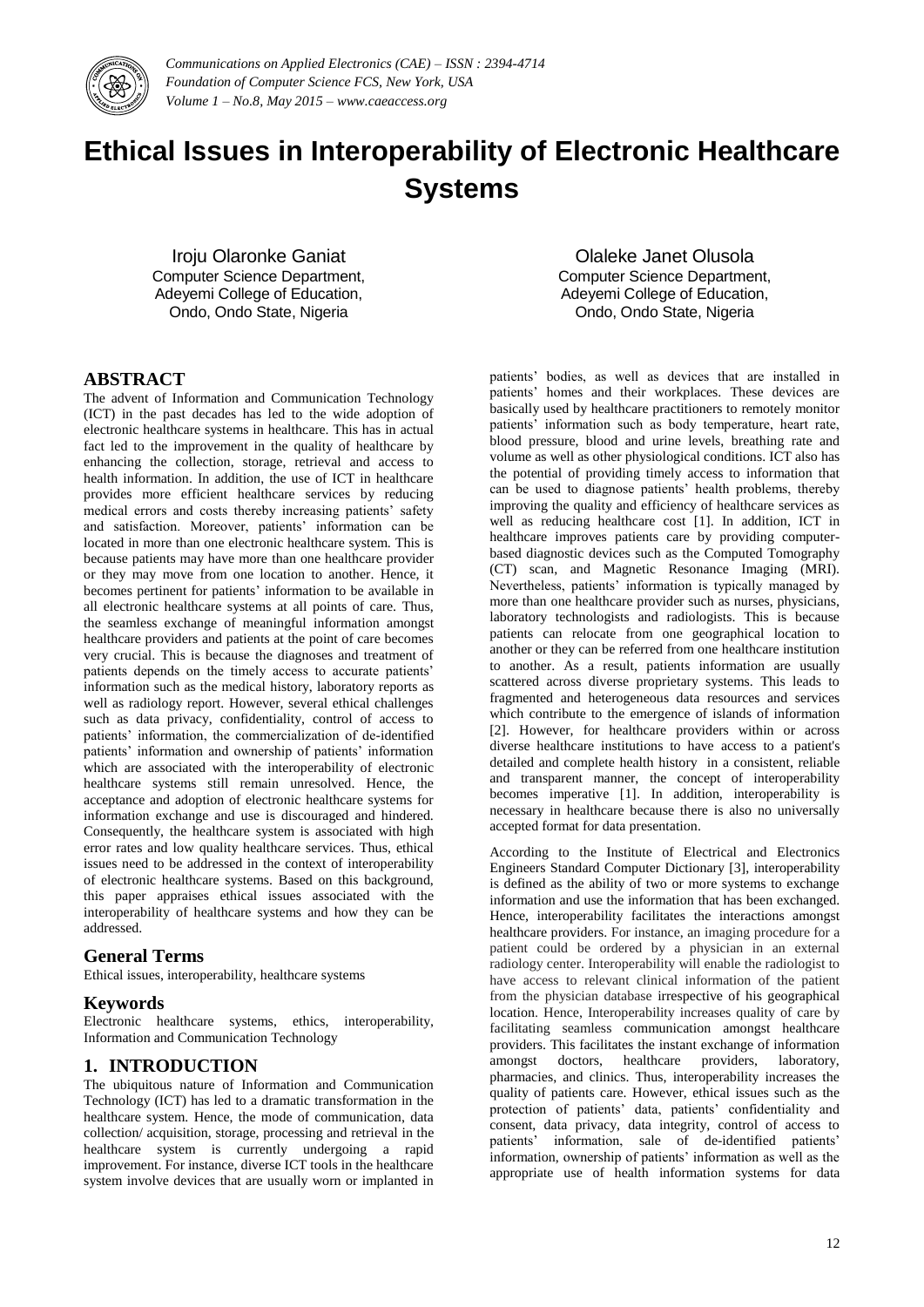# Ethical Issues in Interoperability of Electronic Healthcare Systems

Iroju Olaronke Ganiat
Computer Science Department,
Adeyemi College of Education,
Ondo, Ondo State, Nigeria

Olaleke Janet Olusola
Computer Science Department,
Adeyemi College of Education,
Ondo, Ondo State, Nigeria

## ABSTRACT

The advent of Information and Communication Technology (ICT) in the past decades has led to the wide adoption of electronic healthcare systems in healthcare. This has in actual fact led to the improvement in the quality of healthcare by enhancing the collection, storage, retrieval and access to health information. In addition, the use of ICT in healthcare provides more efficient healthcare services by reducing medical errors and costs thereby increasing patients' safety and satisfaction. Moreover, patients' information can be located in more than one electronic healthcare system. This is because patients may have more than one healthcare provider or they may move from one location to another. Hence, it becomes pertinent for patients' information to be available in all electronic healthcare systems at all points of care. Thus, the seamless exchange of meaningful information amongst healthcare providers and patients at the point of care becomes very crucial. This is because the diagnoses and treatment of patients depends on the timely access to accurate patients' information such as the medical history, laboratory reports as well as radiology report. However, several ethical challenges such as data privacy, confidentiality, control of access to patients' information, the commercialization of de-identified patients' information and ownership of patients' information which are associated with the interoperability of electronic healthcare systems still remain unresolved. Hence, the acceptance and adoption of electronic healthcare systems for information exchange and use is discouraged and hindered. Consequently, the healthcare system is associated with high error rates and low quality healthcare services. Thus, ethical issues need to be addressed in the context of interoperability of electronic healthcare systems. Based on this background, this paper appraises ethical issues associated with the interoperability of healthcare systems and how they can be addressed.

### General Terms

Ethical issues, interoperability, healthcare systems

### Keywords

Electronic healthcare systems, ethics, interoperability, Information and Communication Technology

## 1. INTRODUCTION

The ubiquitous nature of Information and Communication Technology (ICT) has led to a dramatic transformation in the healthcare system. Hence, the mode of communication, data collection/ acquisition, storage, processing and retrieval in the healthcare system is currently undergoing a rapid improvement. For instance, diverse ICT tools in the healthcare system involve devices that are usually worn or implanted in patients' bodies, as well as devices that are installed in patients' homes and their workplaces. These devices are basically used by healthcare practitioners to remotely monitor patients' information such as body temperature, heart rate, blood pressure, blood and urine levels, breathing rate and volume as well as other physiological conditions. ICT also has the potential of providing timely access to information that can be used to diagnose patients' health problems, thereby improving the quality and efficiency of healthcare services as well as reducing healthcare cost [1]. In addition, ICT in healthcare improves patients care by providing computer-based diagnostic devices such as the Computed Tomography (CT) scan, and Magnetic Resonance Imaging (MRI). Nevertheless, patients' information is typically managed by more than one healthcare provider such as nurses, physicians, laboratory technologists and radiologists. This is because patients can relocate from one geographical location to another or they can be referred from one healthcare institution to another. As a result, patients information are usually scattered across diverse proprietary systems. This leads to fragmented and heterogeneous data resources and services which contribute to the emergence of islands of information [2]. However, for healthcare providers within or across diverse healthcare institutions to have access to a patient's detailed and complete health history in a consistent, reliable and transparent manner, the concept of interoperability becomes imperative [1]. In addition, interoperability is necessary in healthcare because there is also no universally accepted format for data presentation.

According to the Institute of Electrical and Electronics Engineers Standard Computer Dictionary [3], interoperability is defined as the ability of two or more systems to exchange information and use the information that has been exchanged. Hence, interoperability facilitates the interactions amongst healthcare providers. For instance, an imaging procedure for a patient could be ordered by a physician in an external radiology center. Interoperability will enable the radiologist to have access to relevant clinical information of the patient from the physician database irrespective of his geographical location. Hence, Interoperability increases quality of care by facilitating seamless communication amongst healthcare providers. This facilitates the instant exchange of information amongst doctors, healthcare providers, laboratory, pharmacies, and clinics. Thus, interoperability increases the quality of patients care. However, ethical issues such as the protection of patients' data, patients' confidentiality and consent, data privacy, data integrity, control of access to patients' information, sale of de-identified patients' information, ownership of patients' information as well as the appropriate use of health information systems for data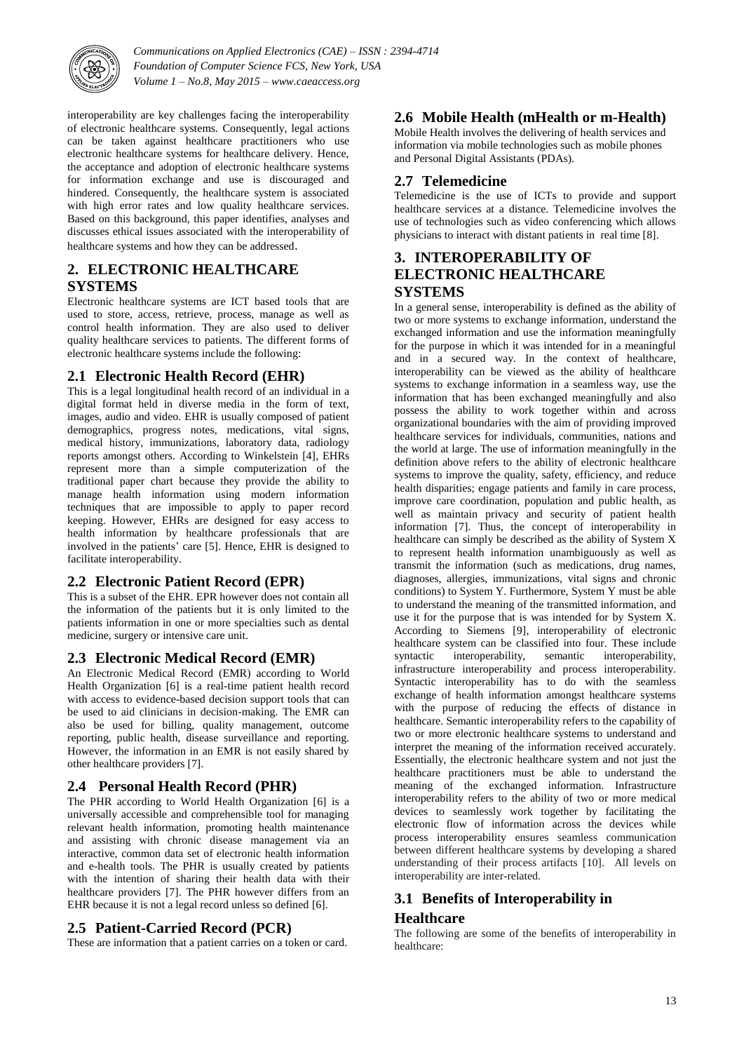interoperability are key challenges facing the interoperability of electronic healthcare systems. Consequently, legal actions can be taken against healthcare practitioners who use electronic healthcare systems for healthcare delivery. Hence, the acceptance and adoption of electronic healthcare systems for information exchange and use is discouraged and hindered. Consequently, the healthcare system is associated with high error rates and low quality healthcare services. Based on this background, this paper identifies, analyses and discusses ethical issues associated with the interoperability of healthcare systems and how they can be addressed.

## 2. ELECTRONIC HEALTHCARE SYSTEMS

Electronic healthcare systems are ICT based tools that are used to store, access, retrieve, process, manage as well as control health information. They are also used to deliver quality healthcare services to patients. The different forms of electronic healthcare systems include the following:

### 2.1 Electronic Health Record (EHR)

This is a legal longitudinal health record of an individual in a digital format held in diverse media in the form of text, images, audio and video. EHR is usually composed of patient demographics, progress notes, medications, vital signs, medical history, immunizations, laboratory data, radiology reports amongst others. According to Winkelstein [4], EHRs represent more than a simple computerization of the traditional paper chart because they provide the ability to manage health information using modern information techniques that are impossible to apply to paper record keeping. However, EHRs are designed for easy access to health information by healthcare professionals that are involved in the patients' care [5]. Hence, EHR is designed to facilitate interoperability.

### 2.2 Electronic Patient Record (EPR)

This is a subset of the EHR. EPR however does not contain all the information of the patients but it is only limited to the patients information in one or more specialties such as dental medicine, surgery or intensive care unit.

### 2.3 Electronic Medical Record (EMR)

An Electronic Medical Record (EMR) according to World Health Organization [6] is a real-time patient health record with access to evidence-based decision support tools that can be used to aid clinicians in decision-making. The EMR can also be used for billing, quality management, outcome reporting, public health, disease surveillance and reporting. However, the information in an EMR is not easily shared by other healthcare providers [7].

### 2.4 Personal Health Record (PHR)

The PHR according to World Health Organization [6] is a universally accessible and comprehensible tool for managing relevant health information, promoting health maintenance and assisting with chronic disease management via an interactive, common data set of electronic health information and e-health tools. The PHR is usually created by patients with the intention of sharing their health data with their healthcare providers [7]. The PHR however differs from an EHR because it is not a legal record unless so defined [6].

### 2.5 Patient-Carried Record (PCR)

These are information that a patient carries on a token or card.

### 2.6 Mobile Health (mHealth or m-Health)

Mobile Health involves the delivering of health services and information via mobile technologies such as mobile phones and Personal Digital Assistants (PDAs).

### 2.7 Telemedicine

Telemedicine is the use of ICTs to provide and support healthcare services at a distance. Telemedicine involves the use of technologies such as video conferencing which allows physicians to interact with distant patients in real time [8].

## 3. INTEROPERABILITY OF ELECTRONIC HEALTHCARE SYSTEMS

In a general sense, interoperability is defined as the ability of two or more systems to exchange information, understand the exchanged information and use the information meaningfully for the purpose in which it was intended for in a meaningful and in a secured way. In the context of healthcare, interoperability can be viewed as the ability of healthcare systems to exchange information in a seamless way, use the information that has been exchanged meaningfully and also possess the ability to work together within and across organizational boundaries with the aim of providing improved healthcare services for individuals, communities, nations and the world at large. The use of information meaningfully in the definition above refers to the ability of electronic healthcare systems to improve the quality, safety, efficiency, and reduce health disparities; engage patients and family in care process, improve care coordination, population and public health, as well as maintain privacy and security of patient health information [7]. Thus, the concept of interoperability in healthcare can simply be described as the ability of System X to represent health information unambiguously as well as transmit the information (such as medications, drug names, diagnoses, allergies, immunizations, vital signs and chronic conditions) to System Y. Furthermore, System Y must be able to understand the meaning of the transmitted information, and use it for the purpose that is was intended for by System X. According to Siemens [9], interoperability of electronic healthcare system can be classified into four. These include syntactic interoperability, semantic interoperability, infrastructure interoperability and process interoperability. Syntactic interoperability has to do with the seamless exchange of health information amongst healthcare systems with the purpose of reducing the effects of distance in healthcare. Semantic interoperability refers to the capability of two or more electronic healthcare systems to understand and interpret the meaning of the information received accurately. Essentially, the electronic healthcare system and not just the healthcare practitioners must be able to understand the meaning of the exchanged information. Infrastructure interoperability refers to the ability of two or more medical devices to seamlessly work together by facilitating the electronic flow of information across the devices while process interoperability ensures seamless communication between different healthcare systems by developing a shared understanding of their process artifacts [10]. All levels on interoperability are inter-related.

### 3.1 Benefits of Interoperability in Healthcare

The following are some of the benefits of interoperability in healthcare: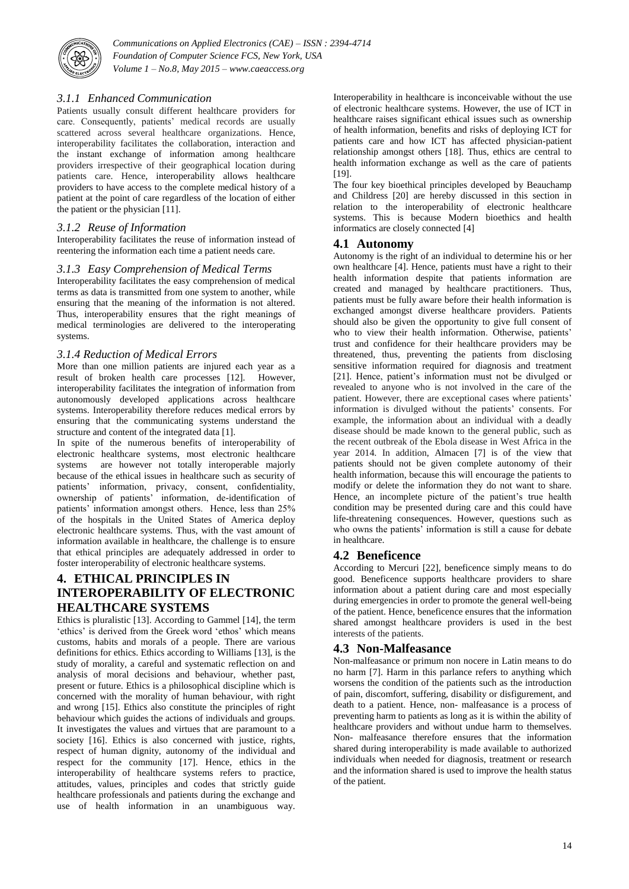#### 3.1.1 Enhanced Communication

Patients usually consult different healthcare providers for care. Consequently, patients' medical records are usually scattered across several healthcare organizations. Hence, interoperability facilitates the collaboration, interaction and the instant exchange of information among healthcare providers irrespective of their geographical location during patients care. Hence, interoperability allows healthcare providers to have access to the complete medical history of a patient at the point of care regardless of the location of either the patient or the physician [11].

#### 3.1.2 Reuse of Information

Interoperability facilitates the reuse of information instead of reentering the information each time a patient needs care.

#### 3.1.3 Easy Comprehension of Medical Terms

Interoperability facilitates the easy comprehension of medical terms as data is transmitted from one system to another, while ensuring that the meaning of the information is not altered. Thus, interoperability ensures that the right meanings of medical terminologies are delivered to the interoperating systems.

#### 3.1.4 Reduction of Medical Errors

More than one million patients are injured each year as a result of broken health care processes [12]. However, interoperability facilitates the integration of information from autonomously developed applications across healthcare systems. Interoperability therefore reduces medical errors by ensuring that the communicating systems understand the structure and content of the integrated data [1].

In spite of the numerous benefits of interoperability of electronic healthcare systems, most electronic healthcare systems are however not totally interoperable majorly because of the ethical issues in healthcare such as security of patients' information, privacy, consent, confidentiality, ownership of patients' information, de-identification of patients' information amongst others. Hence, less than 25% of the hospitals in the United States of America deploy electronic healthcare systems. Thus, with the vast amount of information available in healthcare, the challenge is to ensure that ethical principles are adequately addressed in order to foster interoperability of electronic healthcare systems.

## 4. ETHICAL PRINCIPLES IN INTEROPERABILITY OF ELECTRONIC HEALTHCARE SYSTEMS

Ethics is pluralistic [13]. According to Gammel [14], the term 'ethics' is derived from the Greek word 'ethos' which means customs, habits and morals of a people. There are various definitions for ethics. Ethics according to Williams [13], is the study of morality, a careful and systematic reflection on and analysis of moral decisions and behaviour, whether past, present or future. Ethics is a philosophical discipline which is concerned with the morality of human behaviour, with right and wrong [15]. Ethics also constitute the principles of right behaviour which guides the actions of individuals and groups. It investigates the values and virtues that are paramount to a society [16]. Ethics is also concerned with justice, rights, respect of human dignity, autonomy of the individual and respect for the community [17]. Hence, ethics in the interoperability of healthcare systems refers to practice, attitudes, values, principles and codes that strictly guide healthcare professionals and patients during the exchange and use of health information in an unambiguous way. Interoperability in healthcare is inconceivable without the use of electronic healthcare systems. However, the use of ICT in healthcare raises significant ethical issues such as ownership of health information, benefits and risks of deploying ICT for patients care and how ICT has affected physician-patient relationship amongst others [18]. Thus, ethics are central to health information exchange as well as the care of patients [19].

The four key bioethical principles developed by Beauchamp and Childress [20] are hereby discussed in this section in relation to the interoperability of electronic healthcare systems. This is because Modern bioethics and health informatics are closely connected [4]

### 4.1 Autonomy

Autonomy is the right of an individual to determine his or her own healthcare [4]. Hence, patients must have a right to their health information despite that patients information are created and managed by healthcare practitioners. Thus, patients must be fully aware before their health information is exchanged amongst diverse healthcare providers. Patients should also be given the opportunity to give full consent of who to view their health information. Otherwise, patients' trust and confidence for their healthcare providers may be threatened, thus, preventing the patients from disclosing sensitive information required for diagnosis and treatment [21]. Hence, patient's information must not be divulged or revealed to anyone who is not involved in the care of the patient. However, there are exceptional cases where patients' information is divulged without the patients' consents. For example, the information about an individual with a deadly disease should be made known to the general public, such as the recent outbreak of the Ebola disease in West Africa in the year 2014. In addition, Almacen [7] is of the view that patients should not be given complete autonomy of their health information, because this will encourage the patients to modify or delete the information they do not want to share. Hence, an incomplete picture of the patient's true health condition may be presented during care and this could have life-threatening consequences. However, questions such as who owns the patients' information is still a cause for debate in healthcare.

### 4.2 Beneficence

According to Mercuri [22], beneficence simply means to do good. Beneficence supports healthcare providers to share information about a patient during care and most especially during emergencies in order to promote the general well-being of the patient. Hence, beneficence ensures that the information shared amongst healthcare providers is used in the best interests of the patients.

### 4.3 Non-Malfeasance

Non-malfeasance or primum non nocere in Latin means to do no harm [7]. Harm in this parlance refers to anything which worsens the condition of the patients such as the introduction of pain, discomfort, suffering, disability or disfigurement, and death to a patient. Hence, non- malfeasance is a process of preventing harm to patients as long as it is within the ability of healthcare providers and without undue harm to themselves. Non- malfeasance therefore ensures that the information shared during interoperability is made available to authorized individuals when needed for diagnosis, treatment or research and the information shared is used to improve the health status of the patient.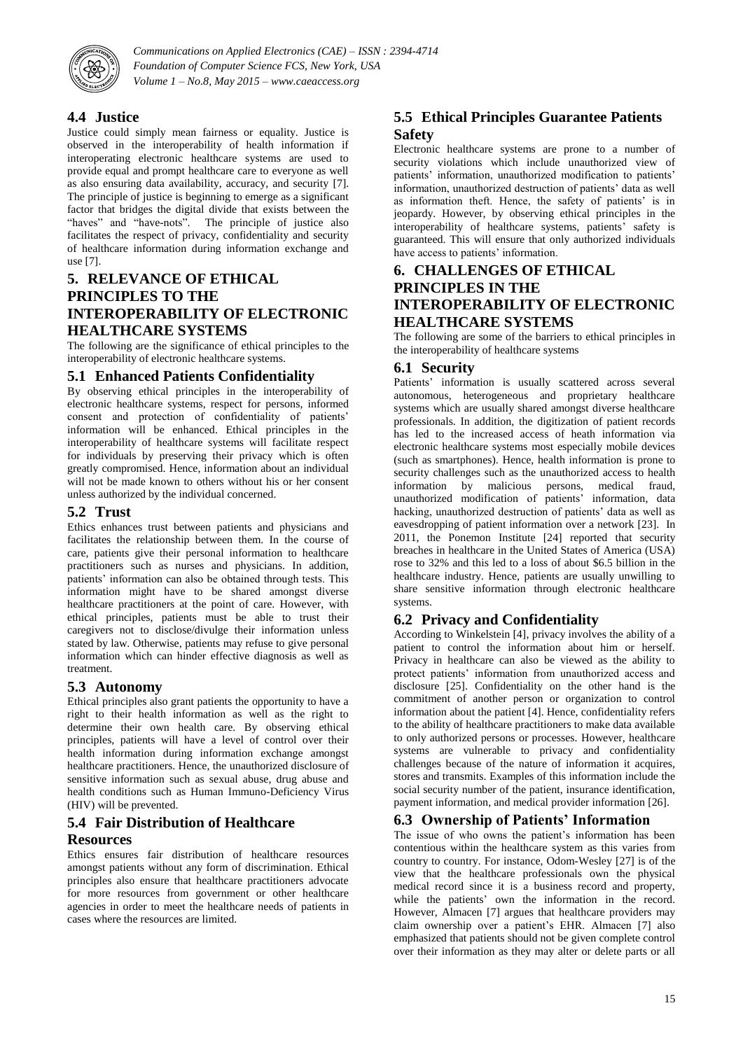### 4.4 Justice

Justice could simply mean fairness or equality. Justice is observed in the interoperability of health information if interoperating electronic healthcare systems are used to provide equal and prompt healthcare care to everyone as well as also ensuring data availability, accuracy, and security [7]. The principle of justice is beginning to emerge as a significant factor that bridges the digital divide that exists between the "haves" and "have-nots". The principle of justice also facilitates the respect of privacy, confidentiality and security of healthcare information during information exchange and use [7].

## 5. RELEVANCE OF ETHICAL PRINCIPLES TO THE INTEROPERABILITY OF ELECTRONIC HEALTHCARE SYSTEMS

The following are the significance of ethical principles to the interoperability of electronic healthcare systems.

### 5.1 Enhanced Patients Confidentiality

By observing ethical principles in the interoperability of electronic healthcare systems, respect for persons, informed consent and protection of confidentiality of patients' information will be enhanced. Ethical principles in the interoperability of healthcare systems will facilitate respect for individuals by preserving their privacy which is often greatly compromised. Hence, information about an individual will not be made known to others without his or her consent unless authorized by the individual concerned.

### 5.2 Trust

Ethics enhances trust between patients and physicians and facilitates the relationship between them. In the course of care, patients give their personal information to healthcare practitioners such as nurses and physicians. In addition, patients' information can also be obtained through tests. This information might have to be shared amongst diverse healthcare practitioners at the point of care. However, with ethical principles, patients must be able to trust their caregivers not to disclose/divulge their information unless stated by law. Otherwise, patients may refuse to give personal information which can hinder effective diagnosis as well as treatment.

### 5.3 Autonomy

Ethical principles also grant patients the opportunity to have a right to their health information as well as the right to determine their own health care. By observing ethical principles, patients will have a level of control over their health information during information exchange amongst healthcare practitioners. Hence, the unauthorized disclosure of sensitive information such as sexual abuse, drug abuse and health conditions such as Human Immuno-Deficiency Virus (HIV) will be prevented.

### 5.4 Fair Distribution of Healthcare Resources

Ethics ensures fair distribution of healthcare resources amongst patients without any form of discrimination. Ethical principles also ensure that healthcare practitioners advocate for more resources from government or other healthcare agencies in order to meet the healthcare needs of patients in cases where the resources are limited.

### 5.5 Ethical Principles Guarantee Patients Safety

Electronic healthcare systems are prone to a number of security violations which include unauthorized view of patients' information, unauthorized modification to patients' information, unauthorized destruction of patients' data as well as information theft. Hence, the safety of patients' is in jeopardy. However, by observing ethical principles in the interoperability of healthcare systems, patients' safety is guaranteed. This will ensure that only authorized individuals have access to patients' information.

## 6. CHALLENGES OF ETHICAL PRINCIPLES IN THE INTEROPERABILITY OF ELECTRONIC HEALTHCARE SYSTEMS

The following are some of the barriers to ethical principles in the interoperability of healthcare systems

### 6.1 Security

Patients' information is usually scattered across several autonomous, heterogeneous and proprietary healthcare systems which are usually shared amongst diverse healthcare professionals. In addition, the digitization of patient records has led to the increased access of heath information via electronic healthcare systems most especially mobile devices (such as smartphones). Hence, health information is prone to security challenges such as the unauthorized access to health information by malicious persons, medical fraud, unauthorized modification of patients' information, data hacking, unauthorized destruction of patients' data as well as eavesdropping of patient information over a network [23]. In 2011, the Ponemon Institute [24] reported that security breaches in healthcare in the United States of America (USA) rose to 32% and this led to a loss of about $6.5 billion in the healthcare industry. Hence, patients are usually unwilling to share sensitive information through electronic healthcare systems.

### 6.2 Privacy and Confidentiality

According to Winkelstein [4], privacy involves the ability of a patient to control the information about him or herself. Privacy in healthcare can also be viewed as the ability to protect patients' information from unauthorized access and disclosure [25]. Confidentiality on the other hand is the commitment of another person or organization to control information about the patient [4]. Hence, confidentiality refers to the ability of healthcare practitioners to make data available to only authorized persons or processes. However, healthcare systems are vulnerable to privacy and confidentiality challenges because of the nature of information it acquires, stores and transmits. Examples of this information include the social security number of the patient, insurance identification, payment information, and medical provider information [26].

### 6.3 Ownership of Patients' Information

The issue of who owns the patient's information has been contentious within the healthcare system as this varies from country to country. For instance, Odom-Wesley [27] is of the view that the healthcare professionals own the physical medical record since it is a business record and property, while the patients' own the information in the record. However, Almacen [7] argues that healthcare providers may claim ownership over a patient's EHR. Almacen [7] also emphasized that patients should not be given complete control over their information as they may alter or delete parts or all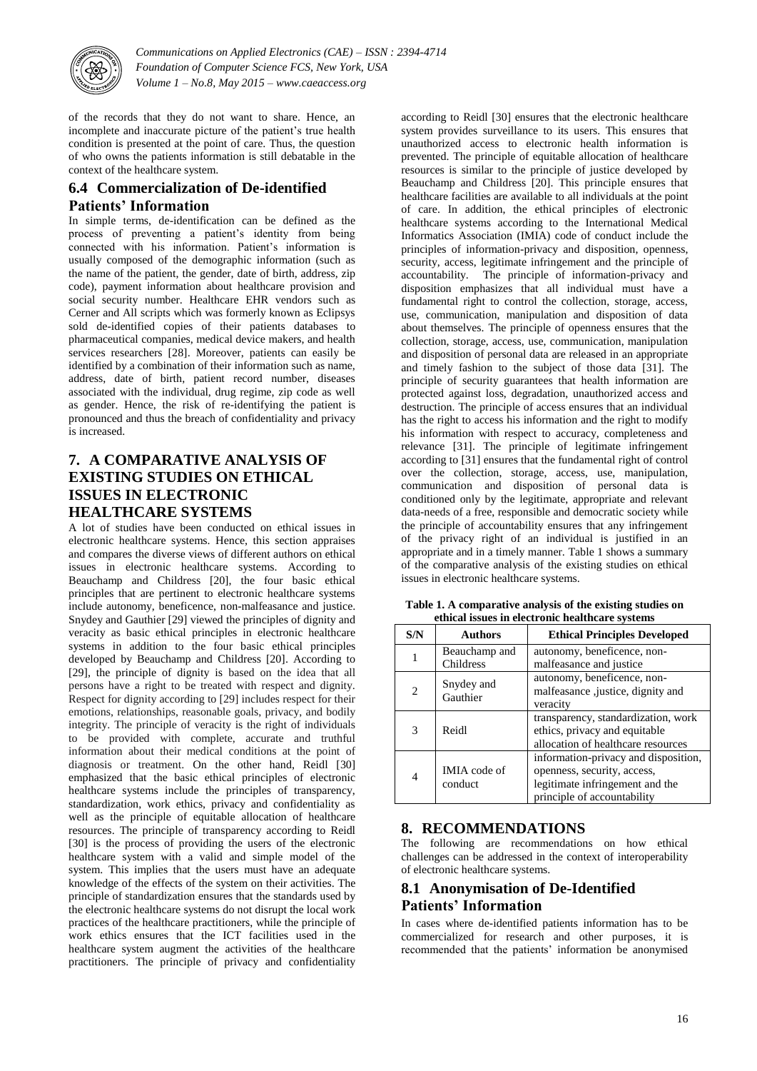of the records that they do not want to share. Hence, an incomplete and inaccurate picture of the patient's true health condition is presented at the point of care. Thus, the question of who owns the patients information is still debatable in the context of the healthcare system.

### 6.4 Commercialization of De-identified Patients' Information

In simple terms, de-identification can be defined as the process of preventing a patient's identity from being connected with his information. Patient's information is usually composed of the demographic information (such as the name of the patient, the gender, date of birth, address, zip code), payment information about healthcare provision and social security number. Healthcare EHR vendors such as Cerner and All scripts which was formerly known as Eclipsys sold de-identified copies of their patients databases to pharmaceutical companies, medical device makers, and health services researchers [28]. Moreover, patients can easily be identified by a combination of their information such as name, address, date of birth, patient record number, diseases associated with the individual, drug regime, zip code as well as gender. Hence, the risk of re-identifying the patient is pronounced and thus the breach of confidentiality and privacy is increased.

## 7. A COMPARATIVE ANALYSIS OF EXISTING STUDIES ON ETHICAL ISSUES IN ELECTRONIC HEALTHCARE SYSTEMS

A lot of studies have been conducted on ethical issues in electronic healthcare systems. Hence, this section appraises and compares the diverse views of different authors on ethical issues in electronic healthcare systems. According to Beauchamp and Childress [20], the four basic ethical principles that are pertinent to electronic healthcare systems include autonomy, beneficence, non-malfeasance and justice. Snydey and Gauthier [29] viewed the principles of dignity and veracity as basic ethical principles in electronic healthcare systems in addition to the four basic ethical principles developed by Beauchamp and Childress [20]. According to [29], the principle of dignity is based on the idea that all persons have a right to be treated with respect and dignity. Respect for dignity according to [29] includes respect for their emotions, relationships, reasonable goals, privacy, and bodily integrity. The principle of veracity is the right of individuals to be provided with complete, accurate and truthful information about their medical conditions at the point of diagnosis or treatment. On the other hand, Reidl [30] emphasized that the basic ethical principles of electronic healthcare systems include the principles of transparency, standardization, work ethics, privacy and confidentiality as well as the principle of equitable allocation of healthcare resources. The principle of transparency according to Reidl [30] is the process of providing the users of the electronic healthcare system with a valid and simple model of the system. This implies that the users must have an adequate knowledge of the effects of the system on their activities. The principle of standardization ensures that the standards used by the electronic healthcare systems do not disrupt the local work practices of the healthcare practitioners, while the principle of work ethics ensures that the ICT facilities used in the healthcare system augment the activities of the healthcare practitioners. The principle of privacy and confidentiality according to Reidl [30] ensures that the electronic healthcare system provides surveillance to its users. This ensures that unauthorized access to electronic health information is prevented. The principle of equitable allocation of healthcare resources is similar to the principle of justice developed by Beauchamp and Childress [20]. This principle ensures that healthcare facilities are available to all individuals at the point of care. In addition, the ethical principles of electronic healthcare systems according to the International Medical Informatics Association (IMIA) code of conduct include the principles of information-privacy and disposition, openness, security, access, legitimate infringement and the principle of accountability. The principle of information-privacy and disposition emphasizes that all individual must have a fundamental right to control the collection, storage, access, use, communication, manipulation and disposition of data about themselves. The principle of openness ensures that the collection, storage, access, use, communication, manipulation and disposition of personal data are released in an appropriate and timely fashion to the subject of those data [31]. The principle of security guarantees that health information are protected against loss, degradation, unauthorized access and destruction. The principle of access ensures that an individual has the right to access his information and the right to modify his information with respect to accuracy, completeness and relevance [31]. The principle of legitimate infringement according to [31] ensures that the fundamental right of control over the collection, storage, access, use, manipulation, communication and disposition of personal data is conditioned only by the legitimate, appropriate and relevant data-needs of a free, responsible and democratic society while the principle of accountability ensures that any infringement of the privacy right of an individual is justified in an appropriate and in a timely manner. Table 1 shows a summary of the comparative analysis of the existing studies on ethical issues in electronic healthcare systems.

**Table 1. A comparative analysis of the existing studies on ethical issues in electronic healthcare systems**

| S/N | Authors | Ethical Principles Developed |
|---|---|---|
| 1 | Beauchamp and Childress | autonomy, beneficence, non-malfeasance and justice |
| 2 | Snydey and Gauthier | autonomy, beneficence, non-malfeasance ,justice, dignity and veracity |
| 3 | Reidl | transparency, standardization, work ethics, privacy and equitable allocation of healthcare resources |
| 4 | IMIA code of conduct | information-privacy and disposition, openness, security, access, legitimate infringement and the principle of accountability |

## 8. RECOMMENDATIONS

The following are recommendations on how ethical challenges can be addressed in the context of interoperability of electronic healthcare systems.

### 8.1 Anonymisation of De-Identified Patients' Information

In cases where de-identified patients information has to be commercialized for research and other purposes, it is recommended that the patients' information be anonymised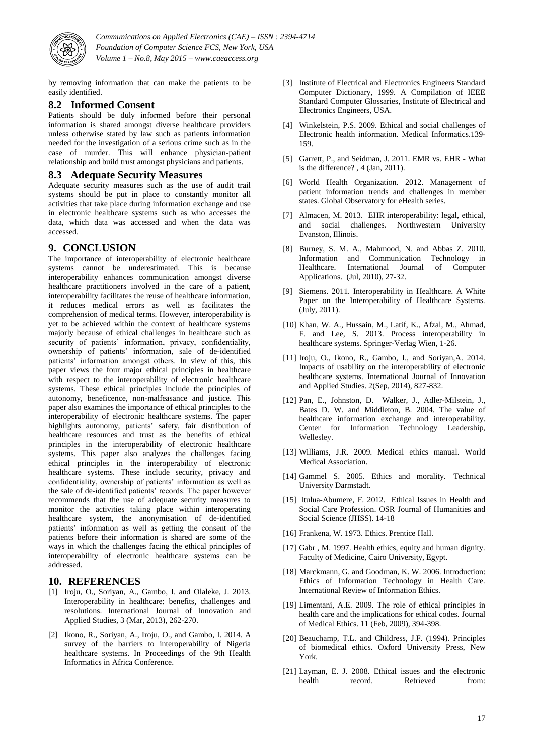by removing information that can make the patients to be easily identified.

## 8.2 Informed Consent

Patients should be duly informed before their personal information is shared amongst diverse healthcare providers unless otherwise stated by law such as patients information needed for the investigation of a serious crime such as in the case of murder. This will enhance physician-patient relationship and build trust amongst physicians and patients.

## 8.3 Adequate Security Measures

Adequate security measures such as the use of audit trail systems should be put in place to constantly monitor all activities that take place during information exchange and use in electronic healthcare systems such as who accesses the data, which data was accessed and when the data was accessed.

# 9. CONCLUSION

The importance of interoperability of electronic healthcare systems cannot be underestimated. This is because interoperability enhances communication amongst diverse healthcare practitioners involved in the care of a patient, interoperability facilitates the reuse of healthcare information, it reduces medical errors as well as facilitates the comprehension of medical terms. However, interoperability is yet to be achieved within the context of healthcare systems majorly because of ethical challenges in healthcare such as security of patients' information, privacy, confidentiality, ownership of patients' information, sale of de-identified patients' information amongst others. In view of this, this paper views the four major ethical principles in healthcare with respect to the interoperability of electronic healthcare systems. These ethical principles include the principles of autonomy, beneficence, non-malfeasance and justice. This paper also examines the importance of ethical principles to the interoperability of electronic healthcare systems. The paper highlights autonomy, patients' safety, fair distribution of healthcare resources and trust as the benefits of ethical principles in the interoperability of electronic healthcare systems. This paper also analyzes the challenges facing ethical principles in the interoperability of electronic healthcare systems. These include security, privacy and confidentiality, ownership of patients' information as well as the sale of de-identified patients' records. The paper however recommends that the use of adequate security measures to monitor the activities taking place within interoperating healthcare system, the anonymisation of de-identified patients' information as well as getting the consent of the patients before their information is shared are some of the ways in which the challenges facing the ethical principles of interoperability of electronic healthcare systems can be addressed.

# 10. REFERENCES

[1] Iroju, O., Soriyan, A., Gambo, I. and Olaleke, J. 2013. Interoperability in healthcare: benefits, challenges and resolutions. International Journal of Innovation and Applied Studies, 3 (Mar, 2013), 262-270.

[2] Ikono, R., Soriyan, A., Iroju, O., and Gambo, I. 2014. A survey of the barriers to interoperability of Nigeria healthcare systems. In Proceedings of the 9th Health Informatics in Africa Conference.

[3] Institute of Electrical and Electronics Engineers Standard Computer Dictionary, 1999. A Compilation of IEEE Standard Computer Glossaries, Institute of Electrical and Electronics Engineers, USA.

[4] Winkelstein, P.S. 2009. Ethical and social challenges of Electronic health information. Medical Informatics.139-159.

[5] Garrett, P., and Seidman, J. 2011. EMR vs. EHR - What is the difference? , 4 (Jan, 2011).

[6] World Health Organization. 2012. Management of patient information trends and challenges in member states. Global Observatory for eHealth series.

[7] Almacen, M. 2013. EHR interoperability: legal, ethical, and social challenges. Northwestern University Evanston, Illinois.

[8] Burney, S. M. A., Mahmood, N. and Abbas Z. 2010. Information and Communication Technology in Healthcare. International Journal of Computer Applications. (Jul, 2010), 27-32.

[9] Siemens. 2011. Interoperability in Healthcare. A White Paper on the Interoperability of Healthcare Systems. (July, 2011).

[10] Khan, W. A., Hussain, M., Latif, K., Afzal, M., Ahmad, F. and Lee, S. 2013. Process interoperability in healthcare systems. Springer-Verlag Wien, 1-26.

[11] Iroju, O., Ikono, R., Gambo, I., and Soriyan,A. 2014. Impacts of usability on the interoperability of electronic healthcare systems. International Journal of Innovation and Applied Studies. 2(Sep, 2014), 827-832.

[12] Pan, E., Johnston, D. Walker, J., Adler-Milstein, J., Bates D. W. and Middleton, B. 2004. The value of healthcare information exchange and interoperability. Center for Information Technology Leadership, Wellesley.

[13] Williams, J.R. 2009. Medical ethics manual. World Medical Association.

[14] Gammel S. 2005. Ethics and morality. Technical University Darmstadt.

[15] Itulua-Abumere, F. 2012. Ethical Issues in Health and Social Care Profession. OSR Journal of Humanities and Social Science (JHSS). 14-18

[16] Frankena, W. 1973. Ethics. Prentice Hall.

[17] Gabr , M. 1997. Health ethics, equity and human dignity. Faculty of Medicine, Cairo University, Egypt.

[18] Marckmann, G. and Goodman, K. W. 2006. Introduction: Ethics of Information Technology in Health Care. International Review of Information Ethics.

[19] Limentani, A.E. 2009. The role of ethical principles in health care and the implications for ethical codes. Journal of Medical Ethics. 11 (Feb, 2009), 394-398.

[20] Beauchamp, T.L. and Childress, J.F. (1994). Principles of biomedical ethics. Oxford University Press, New York.

[21] Layman, E. J. 2008. Ethical issues and the electronic health record. Retrieved from: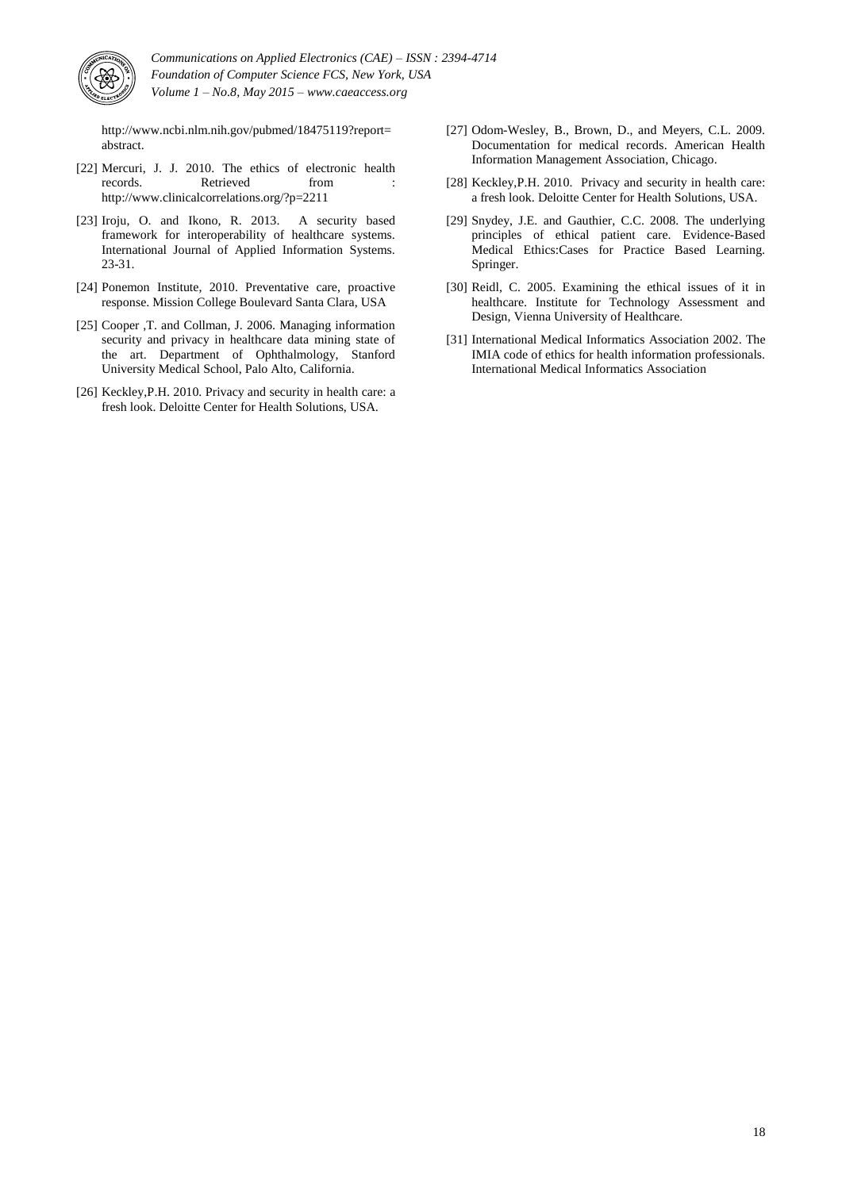http://www.ncbi.nlm.nih.gov/pubmed/18475119?report=abstract.

[22] Mercuri, J. J. 2010. The ethics of electronic health records. Retrieved from : http://www.clinicalcorrelations.org/?p=2211

[23] Iroju, O. and Ikono, R. 2013. A security based framework for interoperability of healthcare systems. International Journal of Applied Information Systems. 23-31.

[24] Ponemon Institute, 2010. Preventative care, proactive response. Mission College Boulevard Santa Clara, USA

[25] Cooper ,T. and Collman, J. 2006. Managing information security and privacy in healthcare data mining state of the art. Department of Ophthalmology, Stanford University Medical School, Palo Alto, California.

[26] Keckley,P.H. 2010. Privacy and security in health care: a fresh look. Deloitte Center for Health Solutions, USA.

[27] Odom-Wesley, B., Brown, D., and Meyers, C.L. 2009. Documentation for medical records. American Health Information Management Association, Chicago.

[28] Keckley,P.H. 2010. Privacy and security in health care: a fresh look. Deloitte Center for Health Solutions, USA.

[29] Snydey, J.E. and Gauthier, C.C. 2008. The underlying principles of ethical patient care. Evidence-Based Medical Ethics:Cases for Practice Based Learning. Springer.

[30] Reidl, C. 2005. Examining the ethical issues of it in healthcare. Institute for Technology Assessment and Design, Vienna University of Healthcare.

[31] International Medical Informatics Association 2002. The IMIA code of ethics for health information professionals. International Medical Informatics Association